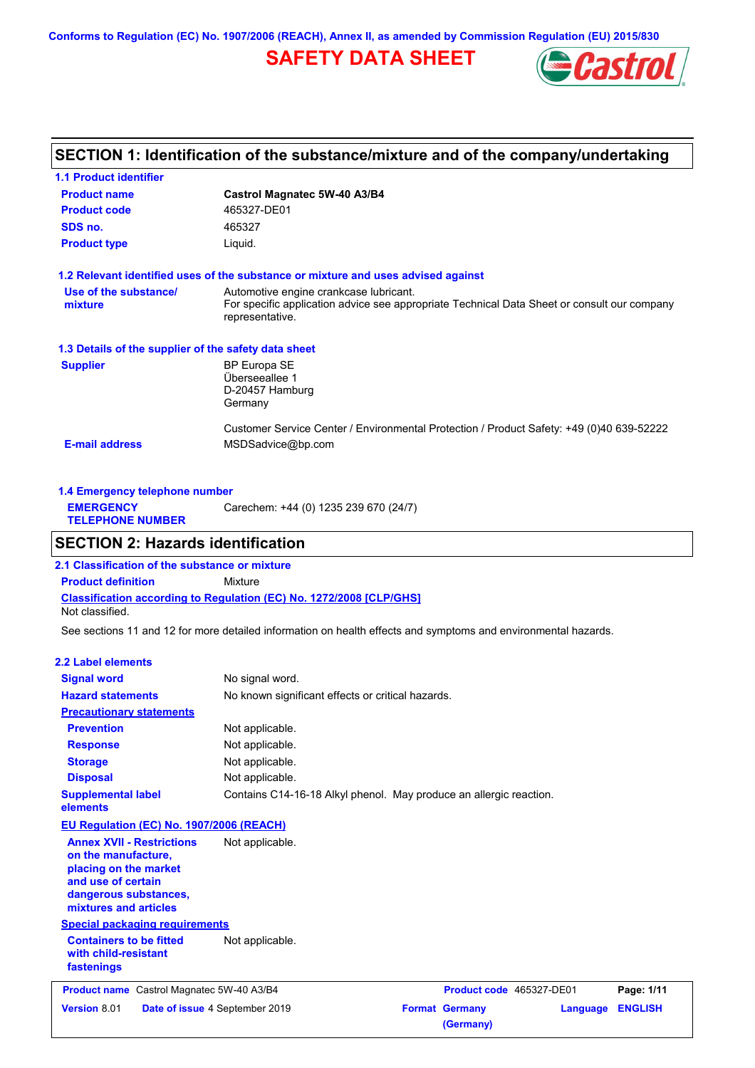Conforms to Regulation (EC) No. 1907/2006 (REACH), Annex II, as amended by Commission Regulation (EU) 2015/830

# SAFETY DATA SHEET

## SECTION 1: Identification of the substance/mixture and of the company/undertaking

### 1.1 Product identifier

| | |
|---|---|
| **Product name** | **Castrol Magnatec 5W-40 A3/B4** |
| **Product code** | 465327-DE01 |
| **SDS no.** | 465327 |
| **Product type** | Liquid. |

### 1.2 Relevant identified uses of the substance or mixture and uses advised against

| | |
|---|---|
| **Use of the substance/ mixture** | Automotive engine crankcase lubricant. For specific application advice see appropriate Technical Data Sheet or consult our company representative. |

### 1.3 Details of the supplier of the safety data sheet

| | |
|---|---|
| **Supplier** | BP Europa SE<br>Überseeallee 1<br>D-20457 Hamburg<br>Germany<br><br>Customer Service Center / Environmental Protection / Product Safety: +49 (0)40 639-52222 |
| **E-mail address** | MSDSadvice@bp.com |

### 1.4 Emergency telephone number

| | |
|---|---|
| **EMERGENCY TELEPHONE NUMBER** | Carechem: +44 (0) 1235 239 670 (24/7) |

## SECTION 2: Hazards identification

### 2.1 Classification of the substance or mixture

**Product definition** Mixture

**Classification according to Regulation (EC) No. 1272/2008 [CLP/GHS]**

Not classified.

See sections 11 and 12 for more detailed information on health effects and symptoms and environmental hazards.

### 2.2 Label elements

| | |
|---|---|
| **Signal word** | No signal word. |
| **Hazard statements** | No known significant effects or critical hazards. |
| **Precautionary statements** | |
| **Prevention** | Not applicable. |
| **Response** | Not applicable. |
| **Storage** | Not applicable. |
| **Disposal** | Not applicable. |
| **Supplemental label elements** | Contains C14-16-18 Alkyl phenol. May produce an allergic reaction. |

**EU Regulation (EC) No. 1907/2006 (REACH)**

| | |
|---|---|
| **Annex XVII - Restrictions on the manufacture, placing on the market and use of certain dangerous substances, mixtures and articles** | Not applicable. |

**Special packaging requirements**

| | |
|---|---|
| **Containers to be fitted with child-resistant fastenings** | Not applicable. |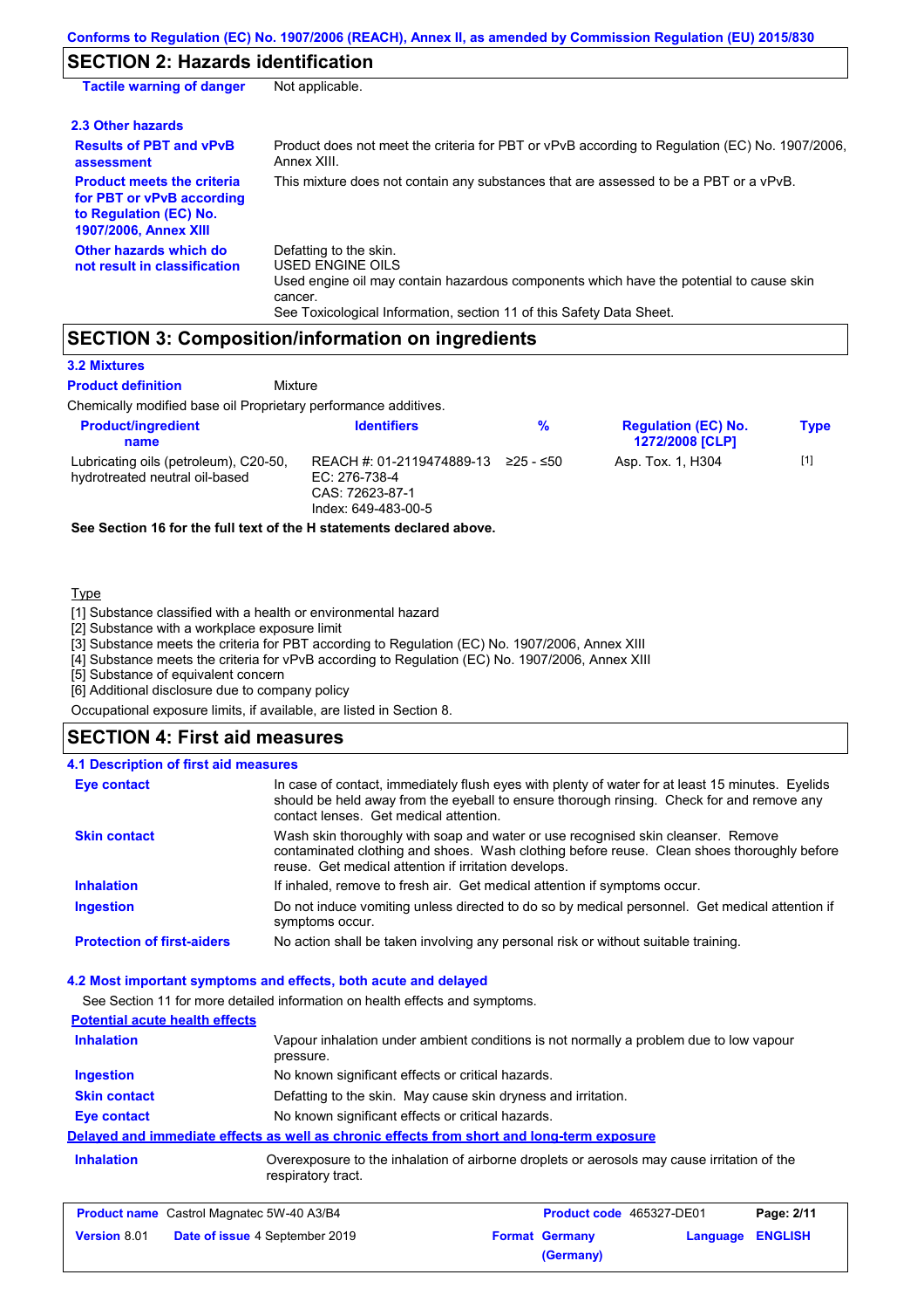## SECTION 2: Hazards identification

| | |
|---|---|
| **Tactile warning of danger** | Not applicable. |

### 2.3 Other hazards

| | |
|---|---|
| **Results of PBT and vPvB assessment** | Product does not meet the criteria for PBT or vPvB according to Regulation (EC) No. 1907/2006, Annex XIII. |
| **Product meets the criteria for PBT or vPvB according to Regulation (EC) No. 1907/2006, Annex XIII** | This mixture does not contain any substances that are assessed to be a PBT or a vPvB. |
| **Other hazards which do not result in classification** | Defatting to the skin.<br>USED ENGINE OILS<br>Used engine oil may contain hazardous components which have the potential to cause skin cancer.<br>See Toxicological Information, section 11 of this Safety Data Sheet. |

## SECTION 3: Composition/information on ingredients

### 3.2 Mixtures

**Product definition** Mixture

Chemically modified base oil Proprietary performance additives.

| Product/ingredient name | Identifiers | % | Regulation (EC) No. 1272/2008 [CLP] | Type |
|---|---|---|---|---|
| Lubricating oils (petroleum), C20-50, hydrotreated neutral oil-based | REACH #: 01-2119474889-13<br>EC: 276-738-4<br>CAS: 72623-87-1<br>Index: 649-483-00-5 | ≥25 - ≤50 | Asp. Tox. 1, H304 | [1] |

**See Section 16 for the full text of the H statements declared above.**

Type

[1] Substance classified with a health or environmental hazard
[2] Substance with a workplace exposure limit
[3] Substance meets the criteria for PBT according to Regulation (EC) No. 1907/2006, Annex XIII
[4] Substance meets the criteria for vPvB according to Regulation (EC) No. 1907/2006, Annex XIII
[5] Substance of equivalent concern
[6] Additional disclosure due to company policy

Occupational exposure limits, if available, are listed in Section 8.

## SECTION 4: First aid measures

### 4.1 Description of first aid measures

| | |
|---|---|
| **Eye contact** | In case of contact, immediately flush eyes with plenty of water for at least 15 minutes. Eyelids should be held away from the eyeball to ensure thorough rinsing. Check for and remove any contact lenses. Get medical attention. |
| **Skin contact** | Wash skin thoroughly with soap and water or use recognised skin cleanser. Remove contaminated clothing and shoes. Wash clothing before reuse. Clean shoes thoroughly before reuse. Get medical attention if irritation develops. |
| **Inhalation** | If inhaled, remove to fresh air. Get medical attention if symptoms occur. |
| **Ingestion** | Do not induce vomiting unless directed to do so by medical personnel. Get medical attention if symptoms occur. |
| **Protection of first-aiders** | No action shall be taken involving any personal risk or without suitable training. |

### 4.2 Most important symptoms and effects, both acute and delayed

See Section 11 for more detailed information on health effects and symptoms.

**Potential acute health effects**

| | |
|---|---|
| **Inhalation** | Vapour inhalation under ambient conditions is not normally a problem due to low vapour pressure. |
| **Ingestion** | No known significant effects or critical hazards. |
| **Skin contact** | Defatting to the skin. May cause skin dryness and irritation. |
| **Eye contact** | No known significant effects or critical hazards. |

**Delayed and immediate effects as well as chronic effects from short and long-term exposure**

| | |
|---|---|
| **Inhalation** | Overexposure to the inhalation of airborne droplets or aerosols may cause irritation of the respiratory tract. |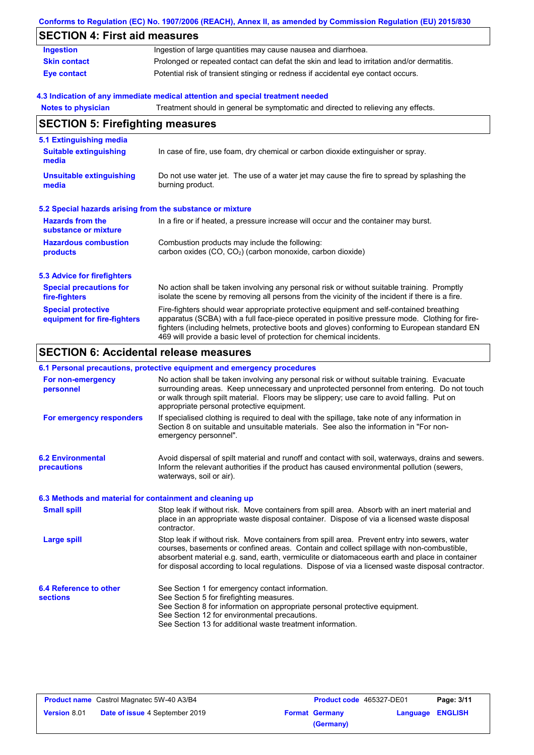## SECTION 4: First aid measures

| | |
|---|---|
| **Ingestion** | Ingestion of large quantities may cause nausea and diarrhoea. |
| **Skin contact** | Prolonged or repeated contact can defat the skin and lead to irritation and/or dermatitis. |
| **Eye contact** | Potential risk of transient stinging or redness if accidental eye contact occurs. |

### 4.3 Indication of any immediate medical attention and special treatment needed

| | |
|---|---|
| **Notes to physician** | Treatment should in general be symptomatic and directed to relieving any effects. |

## SECTION 5: Firefighting measures

### 5.1 Extinguishing media

| | |
|---|---|
| **Suitable extinguishing media** | In case of fire, use foam, dry chemical or carbon dioxide extinguisher or spray. |
| **Unsuitable extinguishing media** | Do not use water jet. The use of a water jet may cause the fire to spread by splashing the burning product. |

### 5.2 Special hazards arising from the substance or mixture

| | |
|---|---|
| **Hazards from the substance or mixture** | In a fire or if heated, a pressure increase will occur and the container may burst. |
| **Hazardous combustion products** | Combustion products may include the following: carbon oxides (CO, $CO_2$) (carbon monoxide, carbon dioxide) |

### 5.3 Advice for firefighters

| | |
|---|---|
| **Special precautions for fire-fighters** | No action shall be taken involving any personal risk or without suitable training. Promptly isolate the scene by removing all persons from the vicinity of the incident if there is a fire. |
| **Special protective equipment for fire-fighters** | Fire-fighters should wear appropriate protective equipment and self-contained breathing apparatus (SCBA) with a full face-piece operated in positive pressure mode. Clothing for fire-fighters (including helmets, protective boots and gloves) conforming to European standard EN 469 will provide a basic level of protection for chemical incidents. |

## SECTION 6: Accidental release measures

### 6.1 Personal precautions, protective equipment and emergency procedures

| | |
|---|---|
| **For non-emergency personnel** | No action shall be taken involving any personal risk or without suitable training. Evacuate surrounding areas. Keep unnecessary and unprotected personnel from entering. Do not touch or walk through spilt material. Floors may be slippery; use care to avoid falling. Put on appropriate personal protective equipment. |
| **For emergency responders** | If specialised clothing is required to deal with the spillage, take note of any information in Section 8 on suitable and unsuitable materials. See also the information in "For non-emergency personnel". |

| | |
|---|---|
| **6.2 Environmental precautions** | Avoid dispersal of spilt material and runoff and contact with soil, waterways, drains and sewers. Inform the relevant authorities if the product has caused environmental pollution (sewers, waterways, soil or air). |

### 6.3 Methods and material for containment and cleaning up

| | |
|---|---|
| **Small spill** | Stop leak if without risk. Move containers from spill area. Absorb with an inert material and place in an appropriate waste disposal container. Dispose of via a licensed waste disposal contractor. |
| **Large spill** | Stop leak if without risk. Move containers from spill area. Prevent entry into sewers, water courses, basements or confined areas. Contain and collect spillage with non-combustible, absorbent material e.g. sand, earth, vermiculite or diatomaceous earth and place in container for disposal according to local regulations. Dispose of via a licensed waste disposal contractor. |

| | |
|---|---|
| **6.4 Reference to other sections** | See Section 1 for emergency contact information.<br>See Section 5 for firefighting measures.<br>See Section 8 for information on appropriate personal protective equipment.<br>See Section 12 for environmental precautions.<br>See Section 13 for additional waste treatment information. |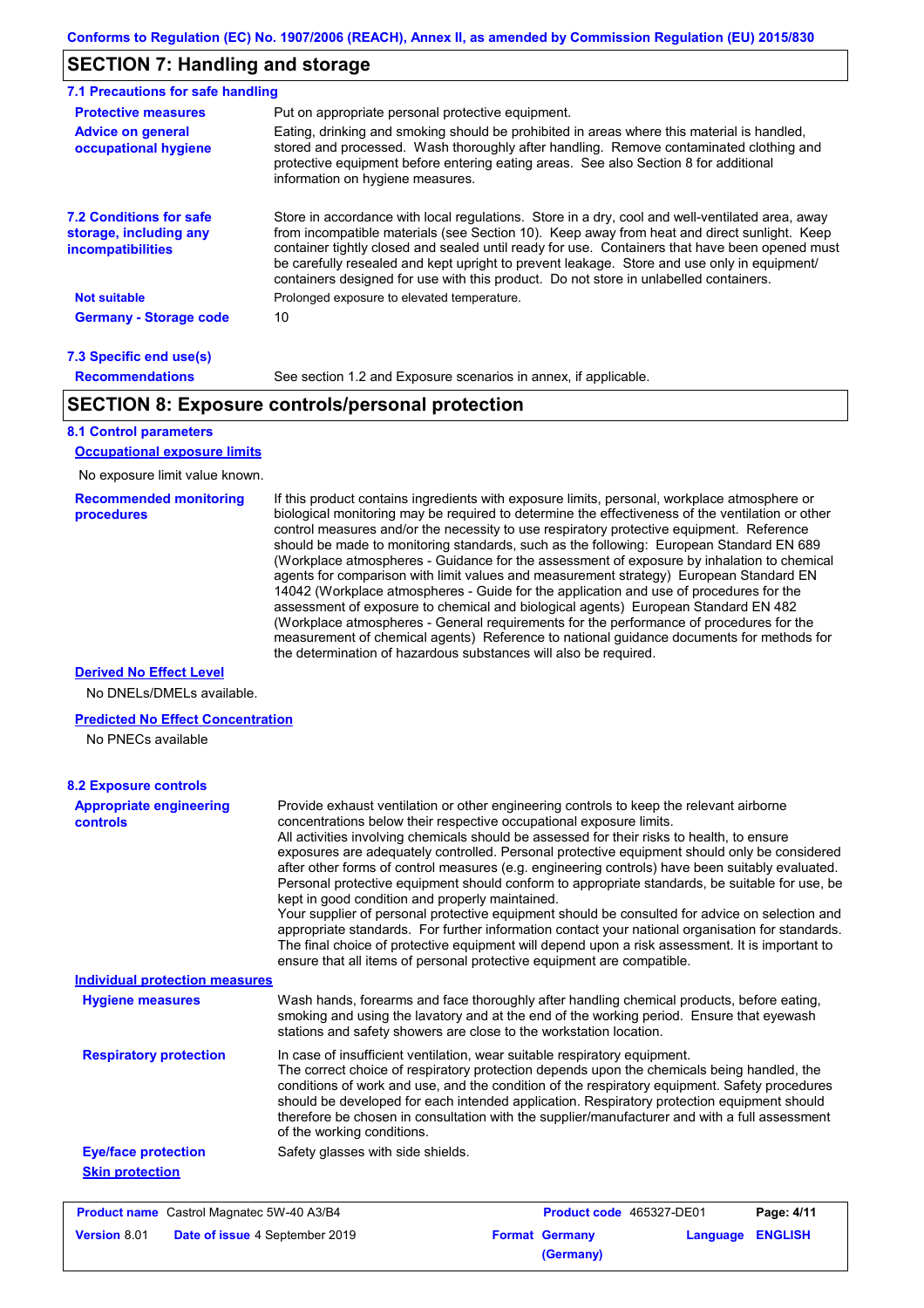## SECTION 7: Handling and storage

### 7.1 Precautions for safe handling

**Protective measures**
Put on appropriate personal protective equipment.

**Advice on general occupational hygiene**
Eating, drinking and smoking should be prohibited in areas where this material is handled, stored and processed. Wash thoroughly after handling. Remove contaminated clothing and protective equipment before entering eating areas. See also Section 8 for additional information on hygiene measures.

### 7.2 Conditions for safe storage, including any incompatibilities

Store in accordance with local regulations. Store in a dry, cool and well-ventilated area, away from incompatible materials (see Section 10). Keep away from heat and direct sunlight. Keep container tightly closed and sealed until ready for use. Containers that have been opened must be carefully resealed and kept upright to prevent leakage. Store and use only in equipment/ containers designed for use with this product. Do not store in unlabelled containers.

**Not suitable**
Prolonged exposure to elevated temperature.

**Germany - Storage code**
10

### 7.3 Specific end use(s)

**Recommendations**
See section 1.2 and Exposure scenarios in annex, if applicable.

## SECTION 8: Exposure controls/personal protection

### 8.1 Control parameters

**Occupational exposure limits**

No exposure limit value known.

**Recommended monitoring procedures**
If this product contains ingredients with exposure limits, personal, workplace atmosphere or biological monitoring may be required to determine the effectiveness of the ventilation or other control measures and/or the necessity to use respiratory protective equipment. Reference should be made to monitoring standards, such as the following: European Standard EN 689 (Workplace atmospheres - Guidance for the assessment of exposure by inhalation to chemical agents for comparison with limit values and measurement strategy) European Standard EN 14042 (Workplace atmospheres - Guide for the application and use of procedures for the assessment of exposure to chemical and biological agents) European Standard EN 482 (Workplace atmospheres - General requirements for the performance of procedures for the measurement of chemical agents) Reference to national guidance documents for methods for the determination of hazardous substances will also be required.

**Derived No Effect Level**

No DNELs/DMELs available.

**Predicted No Effect Concentration**

No PNECs available

### 8.2 Exposure controls

**Appropriate engineering controls**
Provide exhaust ventilation or other engineering controls to keep the relevant airborne concentrations below their respective occupational exposure limits.
All activities involving chemicals should be assessed for their risks to health, to ensure exposures are adequately controlled. Personal protective equipment should only be considered after other forms of control measures (e.g. engineering controls) have been suitably evaluated. Personal protective equipment should conform to appropriate standards, be suitable for use, be kept in good condition and properly maintained.
Your supplier of personal protective equipment should be consulted for advice on selection and appropriate standards. For further information contact your national organisation for standards. The final choice of protective equipment will depend upon a risk assessment. It is important to ensure that all items of personal protective equipment are compatible.

**Individual protection measures**

**Hygiene measures**
Wash hands, forearms and face thoroughly after handling chemical products, before eating, smoking and using the lavatory and at the end of the working period. Ensure that eyewash stations and safety showers are close to the workstation location.

**Respiratory protection**
In case of insufficient ventilation, wear suitable respiratory equipment.
The correct choice of respiratory protection depends upon the chemicals being handled, the conditions of work and use, and the condition of the respiratory equipment. Safety procedures should be developed for each intended application. Respiratory protection equipment should therefore be chosen in consultation with the supplier/manufacturer and with a full assessment of the working conditions.

**Eye/face protection**
Safety glasses with side shields.

**Skin protection**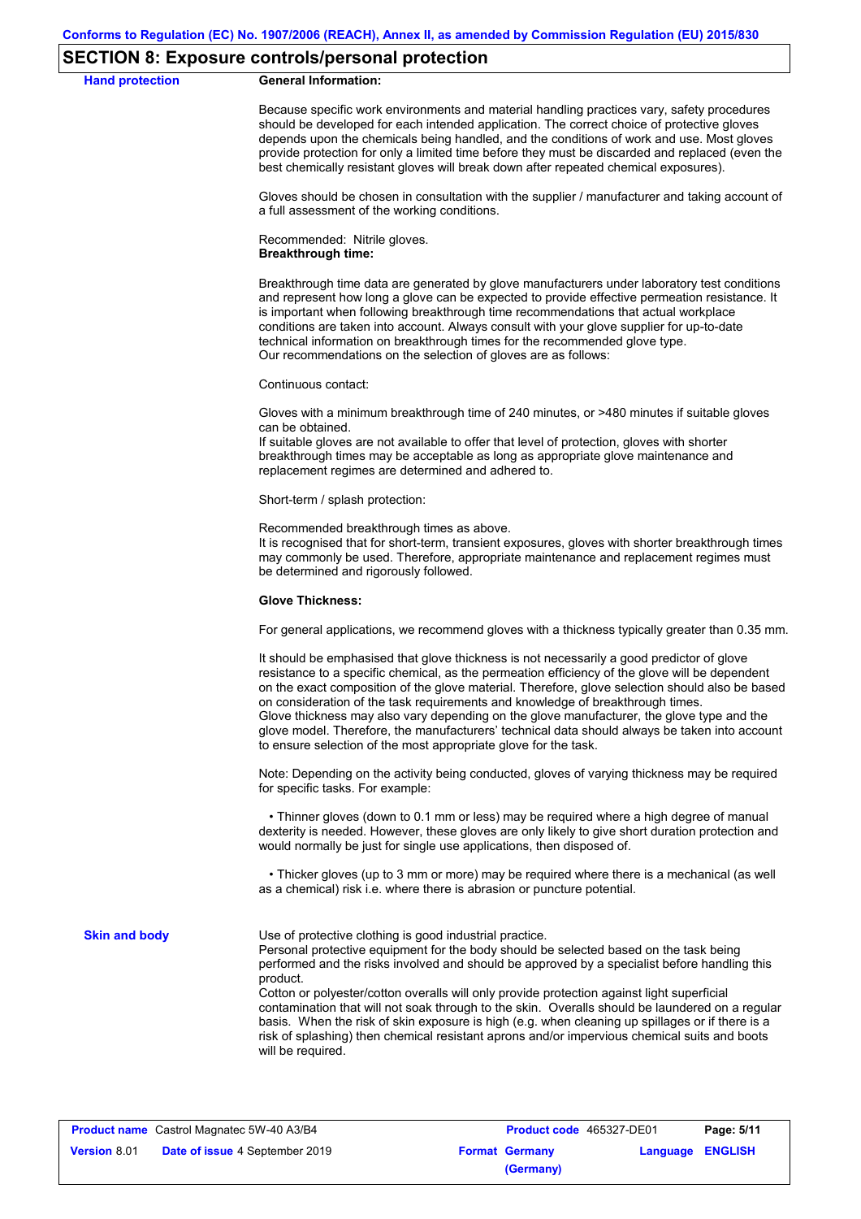## SECTION 8: Exposure controls/personal protection

**Hand protection**

**General Information:**

Because specific work environments and material handling practices vary, safety procedures should be developed for each intended application. The correct choice of protective gloves depends upon the chemicals being handled, and the conditions of work and use. Most gloves provide protection for only a limited time before they must be discarded and replaced (even the best chemically resistant gloves will break down after repeated chemical exposures).

Gloves should be chosen in consultation with the supplier / manufacturer and taking account of a full assessment of the working conditions.

Recommended: Nitrile gloves.
**Breakthrough time:**

Breakthrough time data are generated by glove manufacturers under laboratory test conditions and represent how long a glove can be expected to provide effective permeation resistance. It is important when following breakthrough time recommendations that actual workplace conditions are taken into account. Always consult with your glove supplier for up-to-date technical information on breakthrough times for the recommended glove type.
Our recommendations on the selection of gloves are as follows:

Continuous contact:

Gloves with a minimum breakthrough time of 240 minutes, or >480 minutes if suitable gloves can be obtained.
If suitable gloves are not available to offer that level of protection, gloves with shorter breakthrough times may be acceptable as long as appropriate glove maintenance and replacement regimes are determined and adhered to.

Short-term / splash protection:

Recommended breakthrough times as above.
It is recognised that for short-term, transient exposures, gloves with shorter breakthrough times may commonly be used. Therefore, appropriate maintenance and replacement regimes must be determined and rigorously followed.

**Glove Thickness:**

For general applications, we recommend gloves with a thickness typically greater than 0.35 mm.

It should be emphasised that glove thickness is not necessarily a good predictor of glove resistance to a specific chemical, as the permeation efficiency of the glove will be dependent on the exact composition of the glove material. Therefore, glove selection should also be based on consideration of the task requirements and knowledge of breakthrough times.
Glove thickness may also vary depending on the glove manufacturer, the glove type and the glove model. Therefore, the manufacturers' technical data should always be taken into account to ensure selection of the most appropriate glove for the task.

Note: Depending on the activity being conducted, gloves of varying thickness may be required for specific tasks. For example:

- Thinner gloves (down to 0.1 mm or less) may be required where a high degree of manual dexterity is needed. However, these gloves are only likely to give short duration protection and would normally be just for single use applications, then disposed of.

- Thicker gloves (up to 3 mm or more) may be required where there is a mechanical (as well as a chemical) risk i.e. where there is abrasion or puncture potential.

**Skin and body**

Use of protective clothing is good industrial practice.
Personal protective equipment for the body should be selected based on the task being performed and the risks involved and should be approved by a specialist before handling this product.
Cotton or polyester/cotton overalls will only provide protection against light superficial contamination that will not soak through to the skin. Overalls should be laundered on a regular basis. When the risk of skin exposure is high (e.g. when cleaning up spillages or if there is a risk of splashing) then chemical resistant aprons and/or impervious chemical suits and boots will be required.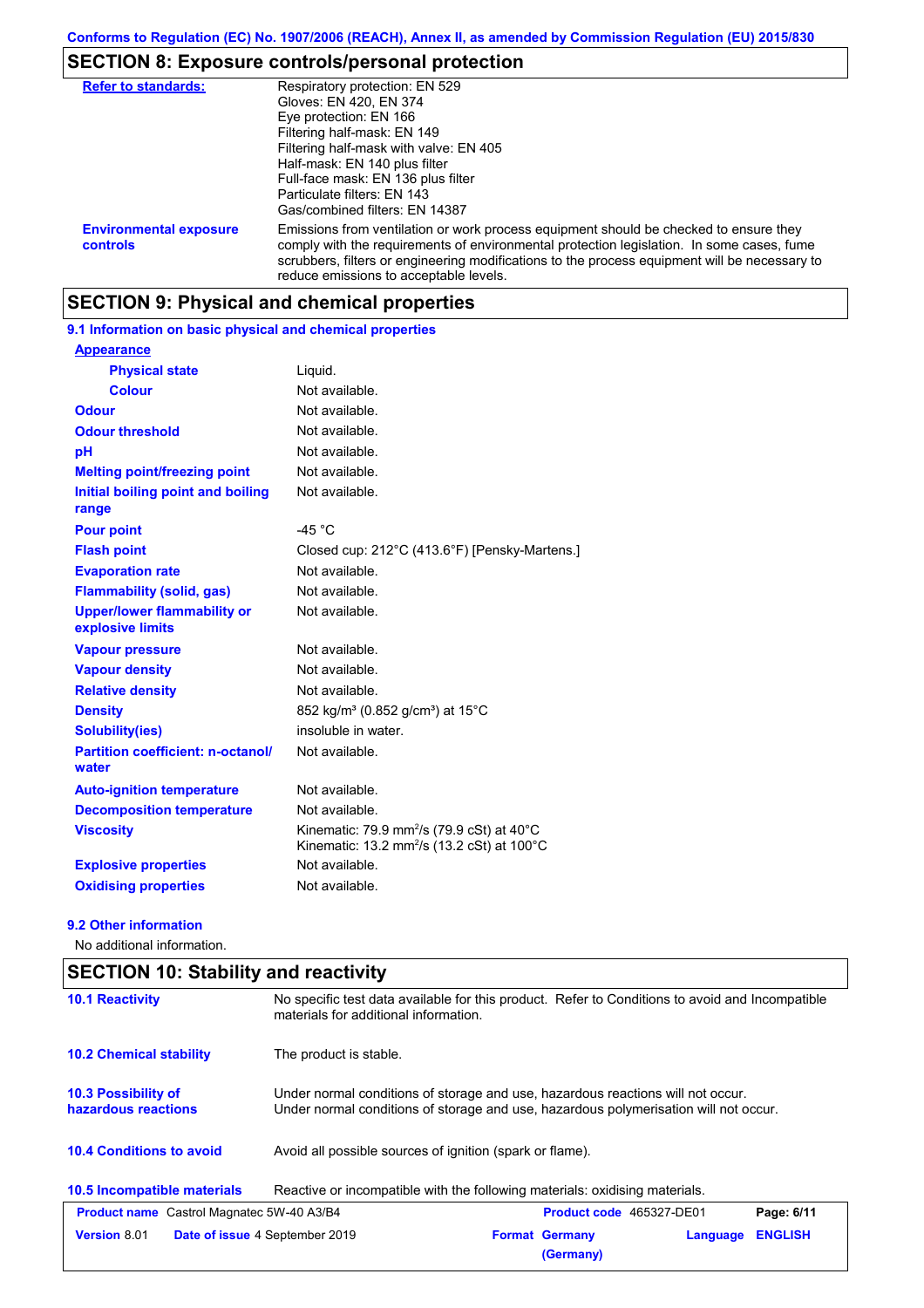Conforms to Regulation (EC) No. 1907/2006 (REACH), Annex II, as amended by Commission Regulation (EU) 2015/830

## SECTION 8: Exposure controls/personal protection

| | |
|---|---|
| **Refer to standards:** | Respiratory protection: EN 529<br>Gloves: EN 420, EN 374<br>Eye protection: EN 166<br>Filtering half-mask: EN 149<br>Filtering half-mask with valve: EN 405<br>Half-mask: EN 140 plus filter<br>Full-face mask: EN 136 plus filter<br>Particulate filters: EN 143<br>Gas/combined filters: EN 14387 |
| **Environmental exposure controls** | Emissions from ventilation or work process equipment should be checked to ensure they comply with the requirements of environmental protection legislation. In some cases, fume scrubbers, filters or engineering modifications to the process equipment will be necessary to reduce emissions to acceptable levels. |

## SECTION 9: Physical and chemical properties

### 9.1 Information on basic physical and chemical properties

| | |
|---|---|
| **Appearance** | |
| **Physical state** | Liquid. |
| **Colour** | Not available. |
| **Odour** | Not available. |
| **Odour threshold** | Not available. |
| **pH** | Not available. |
| **Melting point/freezing point** | Not available. |
| **Initial boiling point and boiling range** | Not available. |
| **Pour point** | -45 °C |
| **Flash point** | Closed cup: 212°C (413.6°F) [Pensky-Martens.] |
| **Evaporation rate** | Not available. |
| **Flammability (solid, gas)** | Not available. |
| **Upper/lower flammability or explosive limits** | Not available. |
| **Vapour pressure** | Not available. |
| **Vapour density** | Not available. |
| **Relative density** | Not available. |
| **Density** | 852 kg/m³ (0.852 g/cm³) at 15°C |
| **Solubility(ies)** | insoluble in water. |
| **Partition coefficient: n-octanol/water** | Not available. |
| **Auto-ignition temperature** | Not available. |
| **Decomposition temperature** | Not available. |
| **Viscosity** | Kinematic: 79.9 $mm^2/s$ (79.9 cSt) at 40°C<br>Kinematic: 13.2 $mm^2/s$ (13.2 cSt) at 100°C |
| **Explosive properties** | Not available. |
| **Oxidising properties** | Not available. |

### 9.2 Other information

No additional information.

## SECTION 10: Stability and reactivity

| | |
|---|---|
| **10.1 Reactivity** | No specific test data available for this product. Refer to Conditions to avoid and Incompatible materials for additional information. |
| **10.2 Chemical stability** | The product is stable. |
| **10.3 Possibility of hazardous reactions** | Under normal conditions of storage and use, hazardous reactions will not occur.<br>Under normal conditions of storage and use, hazardous polymerisation will not occur. |
| **10.4 Conditions to avoid** | Avoid all possible sources of ignition (spark or flame). |
| **10.5 Incompatible materials** | Reactive or incompatible with the following materials: oxidising materials. |

| | | | |
|---|---|---|---|
| **Product name** Castrol Magnatec 5W-40 A3/B4 | | **Product code** 465327-DE01 | |
| **Version** 8.01 | **Date of issue** 4 September 2019 | **Format** Germany (Germany) | **Language** ENGLISH |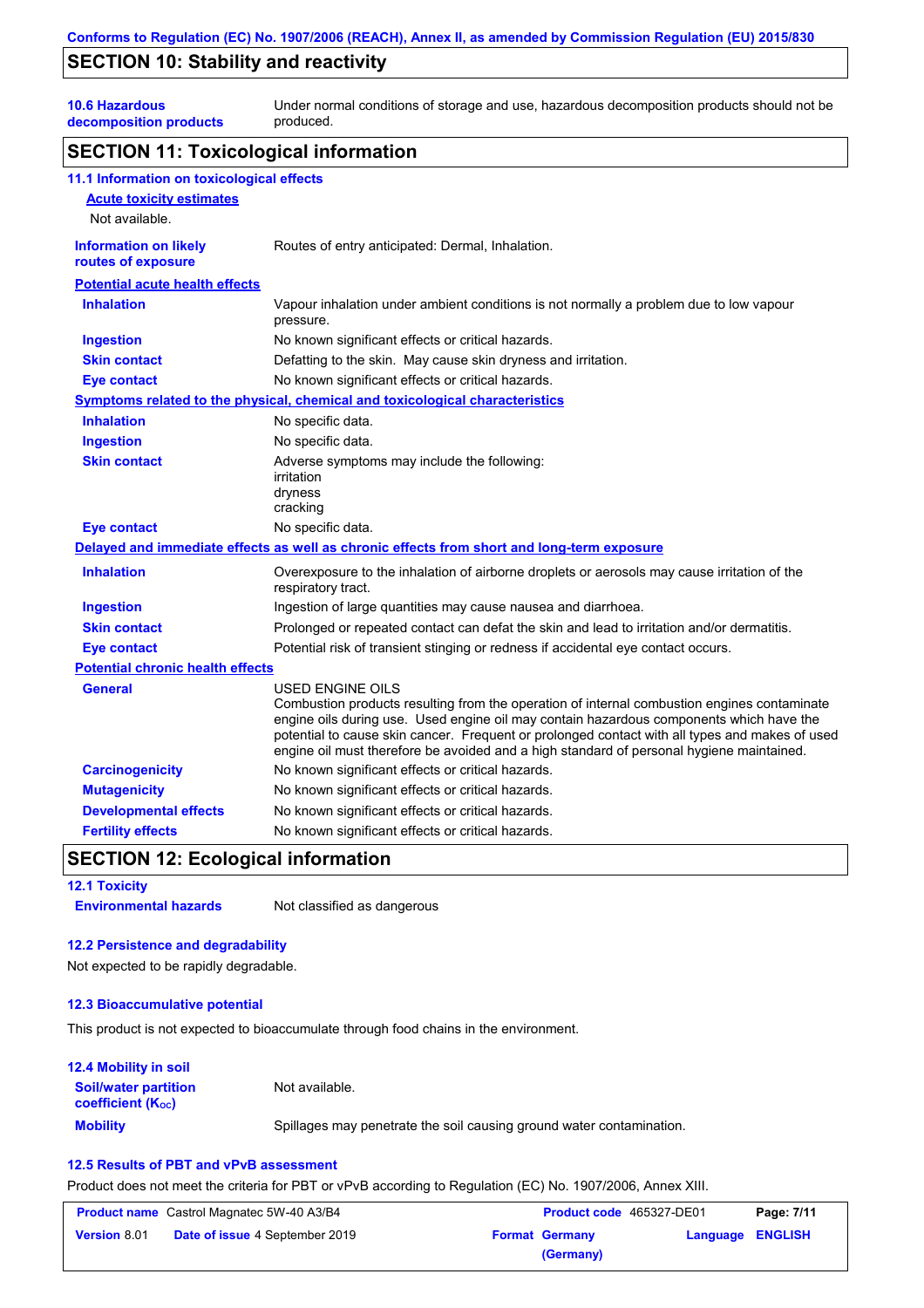## SECTION 10: Stability and reactivity

**10.6 Hazardous decomposition products** Under normal conditions of storage and use, hazardous decomposition products should not be produced.

## SECTION 11: Toxicological information

### 11.1 Information on toxicological effects

**Acute toxicity estimates**

Not available.

**Information on likely routes of exposure** Routes of entry anticipated: Dermal, Inhalation.

**Potential acute health effects**

| | |
|---|---|
| **Inhalation** | Vapour inhalation under ambient conditions is not normally a problem due to low vapour pressure. |
| **Ingestion** | No known significant effects or critical hazards. |
| **Skin contact** | Defatting to the skin. May cause skin dryness and irritation. |
| **Eye contact** | No known significant effects or critical hazards. |

**Symptoms related to the physical, chemical and toxicological characteristics**

| | |
|---|---|
| **Inhalation** | No specific data. |
| **Ingestion** | No specific data. |
| **Skin contact** | Adverse symptoms may include the following:<br>irritation<br>dryness<br>cracking |
| **Eye contact** | No specific data. |

**Delayed and immediate effects as well as chronic effects from short and long-term exposure**

| | |
|---|---|
| **Inhalation** | Overexposure to the inhalation of airborne droplets or aerosols may cause irritation of the respiratory tract. |
| **Ingestion** | Ingestion of large quantities may cause nausea and diarrhoea. |
| **Skin contact** | Prolonged or repeated contact can defat the skin and lead to irritation and/or dermatitis. |
| **Eye contact** | Potential risk of transient stinging or redness if accidental eye contact occurs. |

**Potential chronic health effects**

| | |
|---|---|
| **General** | USED ENGINE OILS<br>Combustion products resulting from the operation of internal combustion engines contaminate engine oils during use. Used engine oil may contain hazardous components which have the potential to cause skin cancer. Frequent or prolonged contact with all types and makes of used engine oil must therefore be avoided and a high standard of personal hygiene maintained. |
| **Carcinogenicity** | No known significant effects or critical hazards. |
| **Mutagenicity** | No known significant effects or critical hazards. |
| **Developmental effects** | No known significant effects or critical hazards. |
| **Fertility effects** | No known significant effects or critical hazards. |

## SECTION 12: Ecological information

### 12.1 Toxicity

**Environmental hazards** Not classified as dangerous

### 12.2 Persistence and degradability

Not expected to be rapidly degradable.

### 12.3 Bioaccumulative potential

This product is not expected to bioaccumulate through food chains in the environment.

### 12.4 Mobility in soil

| | |
|---|---|
| **Soil/water partition coefficient ($K_{OC}$)** | Not available. |
| **Mobility** | Spillages may penetrate the soil causing ground water contamination. |

### 12.5 Results of PBT and vPvB assessment

Product does not meet the criteria for PBT or vPvB according to Regulation (EC) No. 1907/2006, Annex XIII.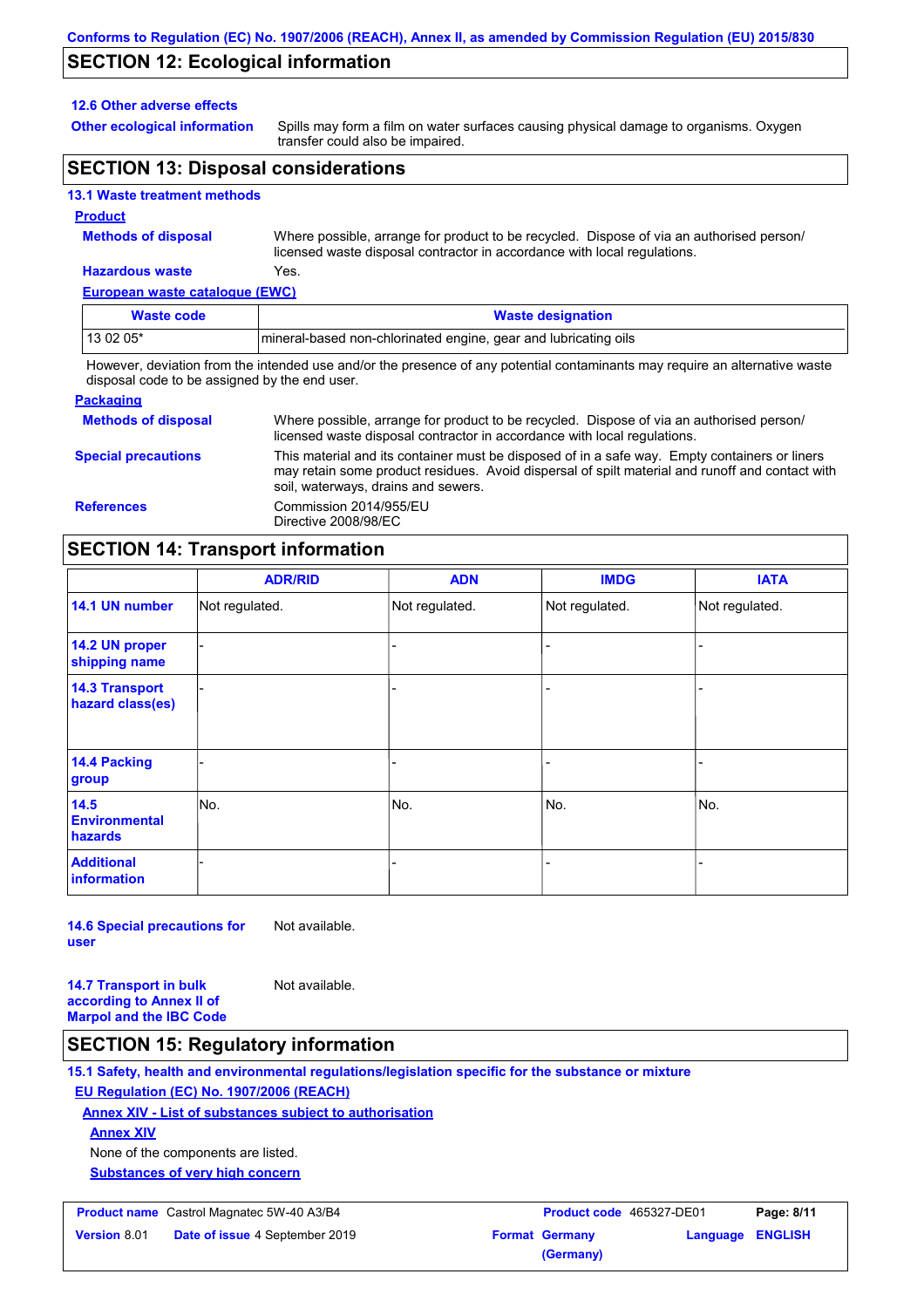## SECTION 12: Ecological information

### 12.6 Other adverse effects

**Other ecological information**: Spills may form a film on water surfaces causing physical damage to organisms. Oxygen transfer could also be impaired.

## SECTION 13: Disposal considerations

### 13.1 Waste treatment methods

**Product**

**Methods of disposal**: Where possible, arrange for product to be recycled. Dispose of via an authorised person/ licensed waste disposal contractor in accordance with local regulations.

**Hazardous waste**: Yes.

**European waste catalogue (EWC)**

| Waste code | Waste designation |
|---|---|
| 13 02 05* | mineral-based non-chlorinated engine, gear and lubricating oils |

However, deviation from the intended use and/or the presence of any potential contaminants may require an alternative waste disposal code to be assigned by the end user.

**Packaging**

**Methods of disposal**: Where possible, arrange for product to be recycled. Dispose of via an authorised person/ licensed waste disposal contractor in accordance with local regulations.

**Special precautions**: This material and its container must be disposed of in a safe way. Empty containers or liners may retain some product residues. Avoid dispersal of spilt material and runoff and contact with soil, waterways, drains and sewers.

**References**: Commission 2014/955/EU
Directive 2008/98/EC

## SECTION 14: Transport information

| | ADR/RID | ADN | IMDG | IATA |
|---|---|---|---|---|
| 14.1 UN number | Not regulated. | Not regulated. | Not regulated. | Not regulated. |
| 14.2 UN proper shipping name | - | - | - | - |
| 14.3 Transport hazard class(es) | - | - | - | - |
| 14.4 Packing group | - | - | - | - |
| 14.5 Environmental hazards | No. | No. | No. | No. |
| Additional information | - | - | - | - |

**14.6 Special precautions for user**: Not available.

**14.7 Transport in bulk according to Annex II of Marpol and the IBC Code**: Not available.

## SECTION 15: Regulatory information

### 15.1 Safety, health and environmental regulations/legislation specific for the substance or mixture

**EU Regulation (EC) No. 1907/2006 (REACH)**

**Annex XIV - List of substances subject to authorisation**

**Annex XIV**

None of the components are listed.

**Substances of very high concern**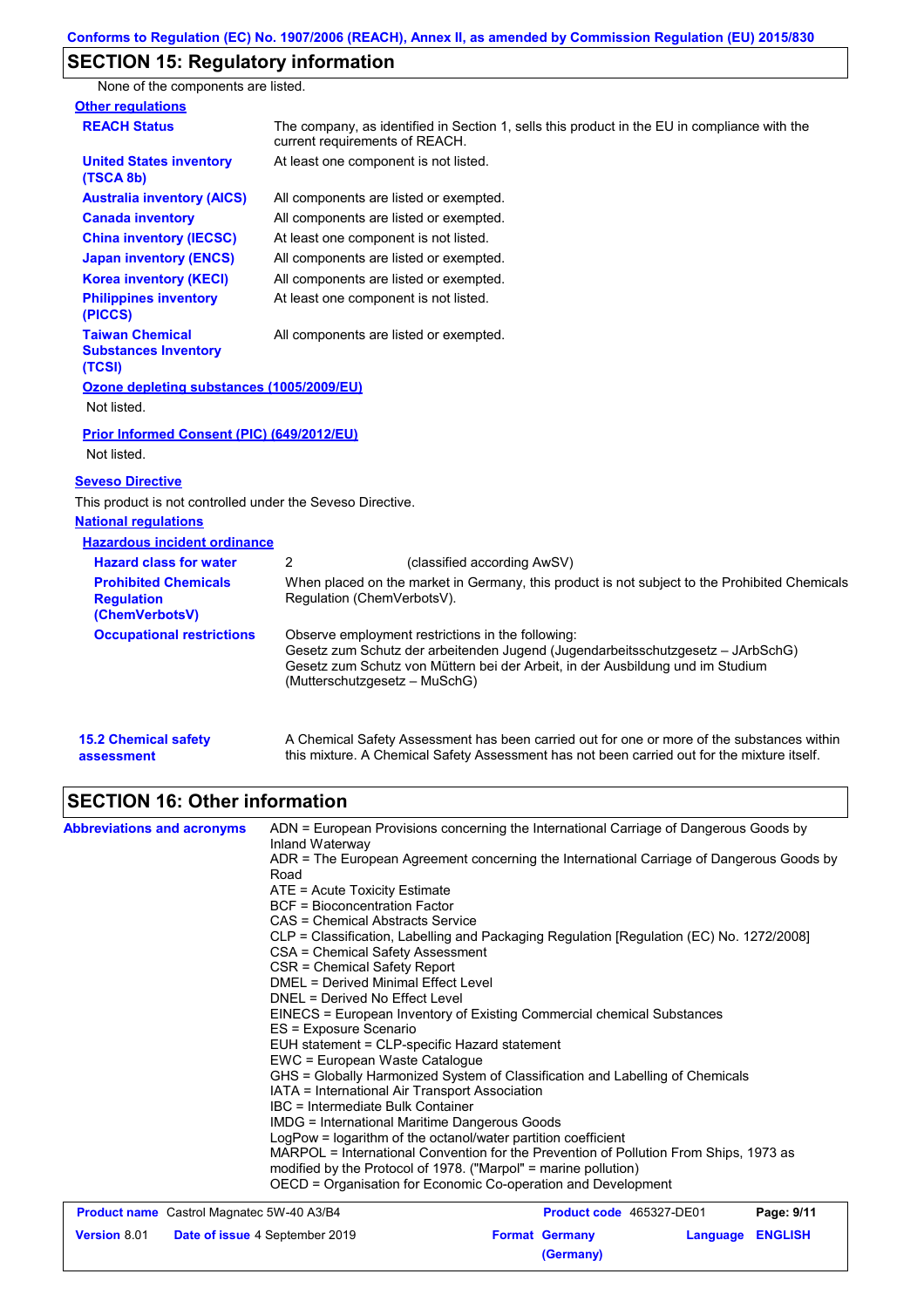## SECTION 15: Regulatory information

None of the components are listed.

**Other regulations**

| | |
|---|---|
| **REACH Status** | The company, as identified in Section 1, sells this product in the EU in compliance with the current requirements of REACH. |
| **United States inventory (TSCA 8b)** | At least one component is not listed. |
| **Australia inventory (AICS)** | All components are listed or exempted. |
| **Canada inventory** | All components are listed or exempted. |
| **China inventory (IECSC)** | At least one component is not listed. |
| **Japan inventory (ENCS)** | All components are listed or exempted. |
| **Korea inventory (KECI)** | All components are listed or exempted. |
| **Philippines inventory (PICCS)** | At least one component is not listed. |
| **Taiwan Chemical Substances Inventory (TCSI)** | All components are listed or exempted. |

**Ozone depleting substances (1005/2009/EU)**

Not listed.

**Prior Informed Consent (PIC) (649/2012/EU)**

Not listed.

**Seveso Directive**

This product is not controlled under the Seveso Directive.

**National regulations**

**Hazardous incident ordinance**

| | |
|---|---|
| **Hazard class for water** | 2 (classified according AwSV) |
| **Prohibited Chemicals Regulation (ChemVerbotsV)** | When placed on the market in Germany, this product is not subject to the Prohibited Chemicals Regulation (ChemVerbotsV). |
| **Occupational restrictions** | Observe employment restrictions in the following:<br>Gesetz zum Schutz der arbeitenden Jugend (Jugendarbeitsschutzgesetz – JArbSchG)<br>Gesetz zum Schutz von Müttern bei der Arbeit, in der Ausbildung und im Studium (Mutterschutzgesetz – MuSchG) |

**15.2 Chemical safety assessment**

A Chemical Safety Assessment has been carried out for one or more of the substances within this mixture. A Chemical Safety Assessment has not been carried out for the mixture itself.

## SECTION 16: Other information

**Abbreviations and acronyms**

ADN = European Provisions concerning the International Carriage of Dangerous Goods by Inland Waterway
ADR = The European Agreement concerning the International Carriage of Dangerous Goods by Road
ATE = Acute Toxicity Estimate
BCF = Bioconcentration Factor
CAS = Chemical Abstracts Service
CLP = Classification, Labelling and Packaging Regulation [Regulation (EC) No. 1272/2008]
CSA = Chemical Safety Assessment
CSR = Chemical Safety Report
DMEL = Derived Minimal Effect Level
DNEL = Derived No Effect Level
EINECS = European Inventory of Existing Commercial chemical Substances
ES = Exposure Scenario
EUH statement = CLP-specific Hazard statement
EWC = European Waste Catalogue
GHS = Globally Harmonized System of Classification and Labelling of Chemicals
IATA = International Air Transport Association
IBC = Intermediate Bulk Container
IMDG = International Maritime Dangerous Goods
LogPow = logarithm of the octanol/water partition coefficient
MARPOL = International Convention for the Prevention of Pollution From Ships, 1973 as modified by the Protocol of 1978. ("Marpol" = marine pollution)
OECD = Organisation for Economic Co-operation and Development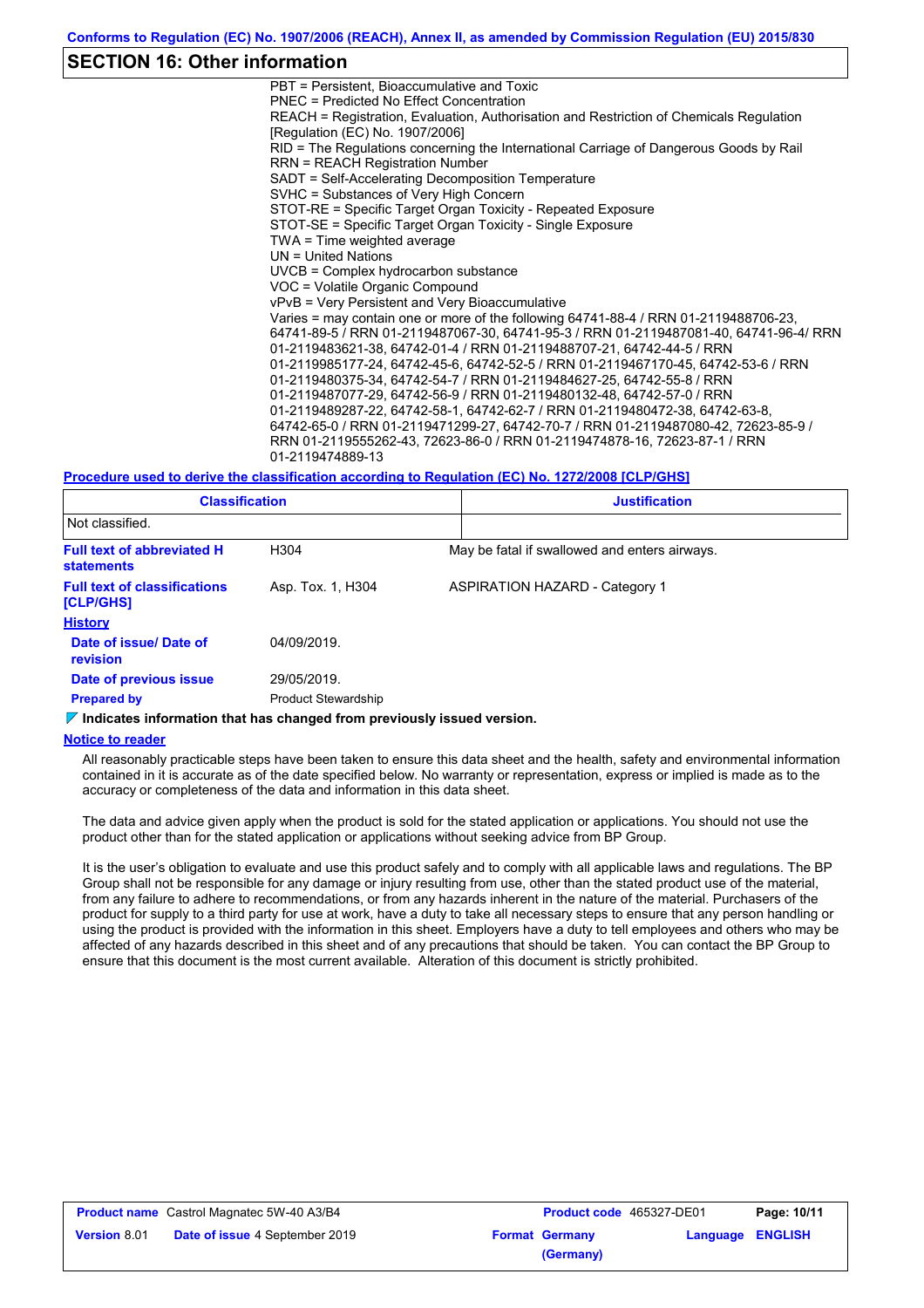## SECTION 16: Other information

PBT = Persistent, Bioaccumulative and Toxic
PNEC = Predicted No Effect Concentration
REACH = Registration, Evaluation, Authorisation and Restriction of Chemicals Regulation [Regulation (EC) No. 1907/2006]
RID = The Regulations concerning the International Carriage of Dangerous Goods by Rail
RRN = REACH Registration Number
SADT = Self-Accelerating Decomposition Temperature
SVHC = Substances of Very High Concern
STOT-RE = Specific Target Organ Toxicity - Repeated Exposure
STOT-SE = Specific Target Organ Toxicity - Single Exposure
TWA = Time weighted average
UN = United Nations
UVCB = Complex hydrocarbon substance
VOC = Volatile Organic Compound
vPvB = Very Persistent and Very Bioaccumulative
Varies = may contain one or more of the following 64741-88-4 / RRN 01-2119488706-23, 64741-89-5 / RRN 01-2119487067-30, 64741-95-3 / RRN 01-2119487081-40, 64741-96-4/ RRN 01-2119483621-38, 64742-01-4 / RRN 01-2119488707-21, 64742-44-5 / RRN 01-2119985177-24, 64742-45-6, 64742-52-5 / RRN 01-2119467170-45, 64742-53-6 / RRN 01-2119480375-34, 64742-54-7 / RRN 01-2119484627-25, 64742-55-8 / RRN 01-2119487077-29, 64742-56-9 / RRN 01-2119480132-48, 64742-57-0 / RRN 01-2119489287-22, 64742-58-1, 64742-62-7 / RRN 01-2119480472-38, 64742-63-8, 64742-65-0 / RRN 01-2119471299-27, 64742-70-7 / RRN 01-2119487080-42, 72623-85-9 / RRN 01-2119555262-43, 72623-86-0 / RRN 01-2119474878-16, 72623-87-1 / RRN 01-2119474889-13

**Procedure used to derive the classification according to Regulation (EC) No. 1272/2008 [CLP/GHS]**

| Classification | Justification |
|---|---|
| Not classified. | |

| | | |
|---|---|---|
| **Full text of abbreviated H statements** | H304 | May be fatal if swallowed and enters airways. |
| **Full text of classifications [CLP/GHS]** | Asp. Tox. 1, H304 | ASPIRATION HAZARD - Category 1 |

**History**

| | |
|---|---|
| **Date of issue/ Date of revision** | 04/09/2019. |
| **Date of previous issue** | 29/05/2019. |
| **Prepared by** | Product Stewardship |

**▼ Indicates information that has changed from previously issued version.**

**Notice to reader**

All reasonably practicable steps have been taken to ensure this data sheet and the health, safety and environmental information contained in it is accurate as of the date specified below. No warranty or representation, express or implied is made as to the accuracy or completeness of the data and information in this data sheet.

The data and advice given apply when the product is sold for the stated application or applications. You should not use the product other than for the stated application or applications without seeking advice from BP Group.

It is the user's obligation to evaluate and use this product safely and to comply with all applicable laws and regulations. The BP Group shall not be responsible for any damage or injury resulting from use, other than the stated product use of the material, from any failure to adhere to recommendations, or from any hazards inherent in the nature of the material. Purchasers of the product for supply to a third party for use at work, have a duty to take all necessary steps to ensure that any person handling or using the product is provided with the information in this sheet. Employers have a duty to tell employees and others who may be affected of any hazards described in this sheet and of any precautions that should be taken. You can contact the BP Group to ensure that this document is the most current available. Alteration of this document is strictly prohibited.